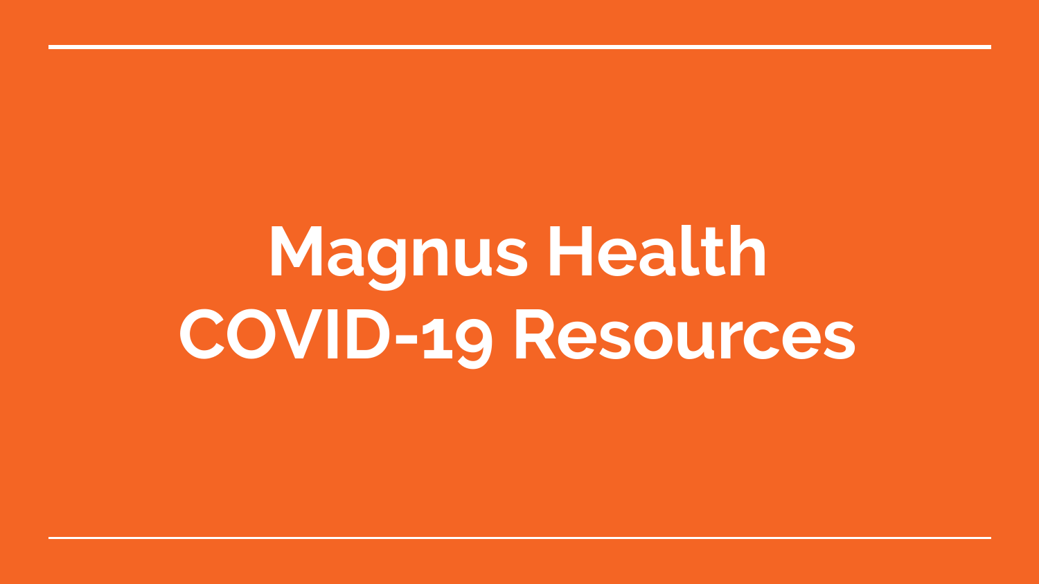# Magnus Health COVID-19 Resources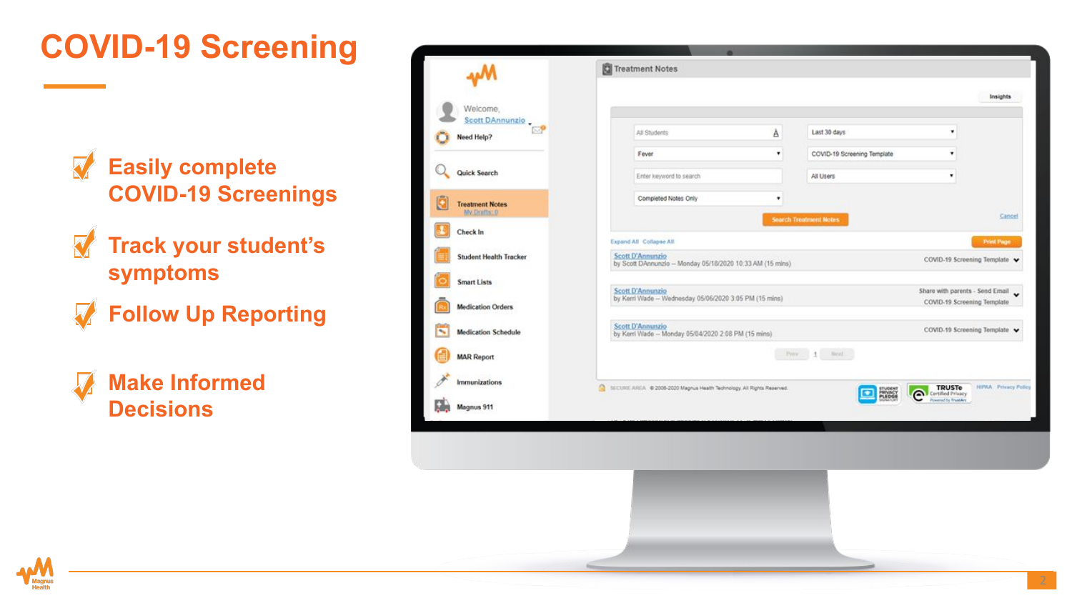# COVID-19 Screening

- Easily complete COVID-19 Screenings
- Track your student's symptoms
- Follow Up Reporting
- Make Informed Decisions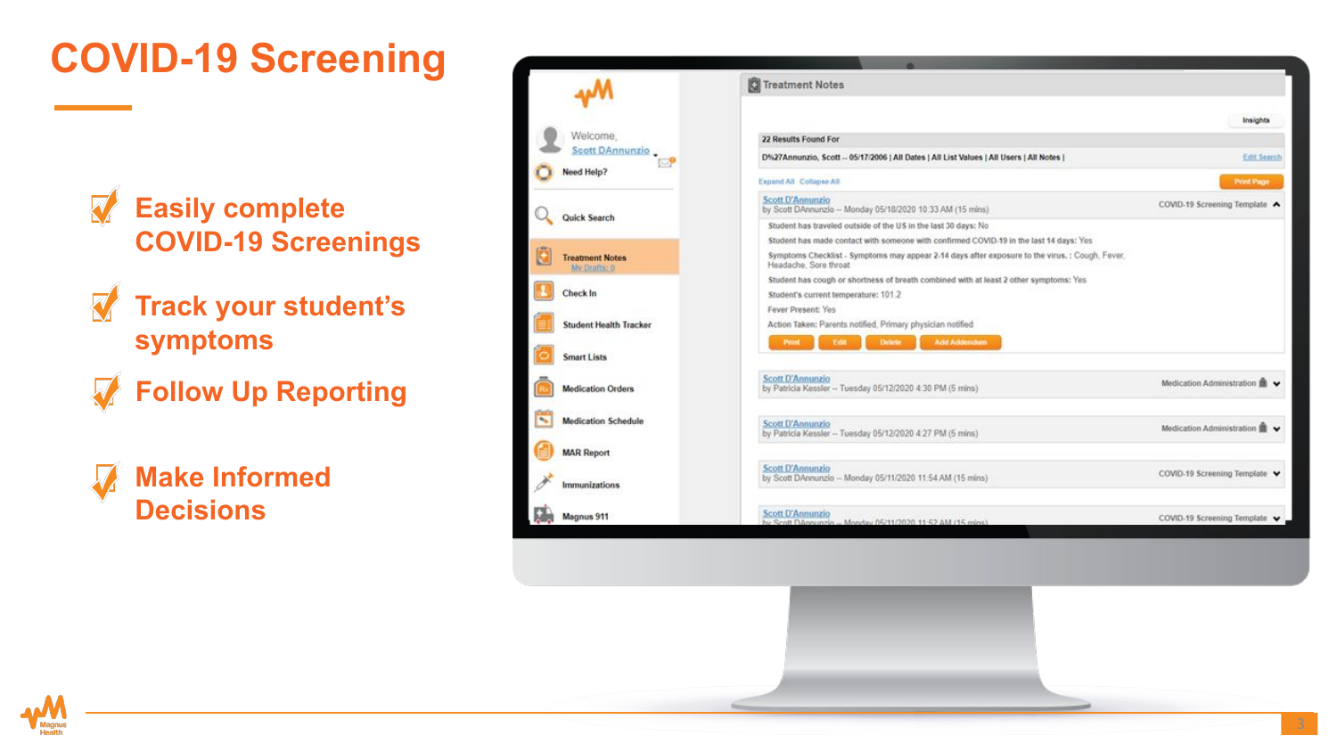# COVID-19 Screening

- Easily complete COVID-19 Screenings
- Track your student's symptoms
- Follow Up Reporting
- Make Informed Decisions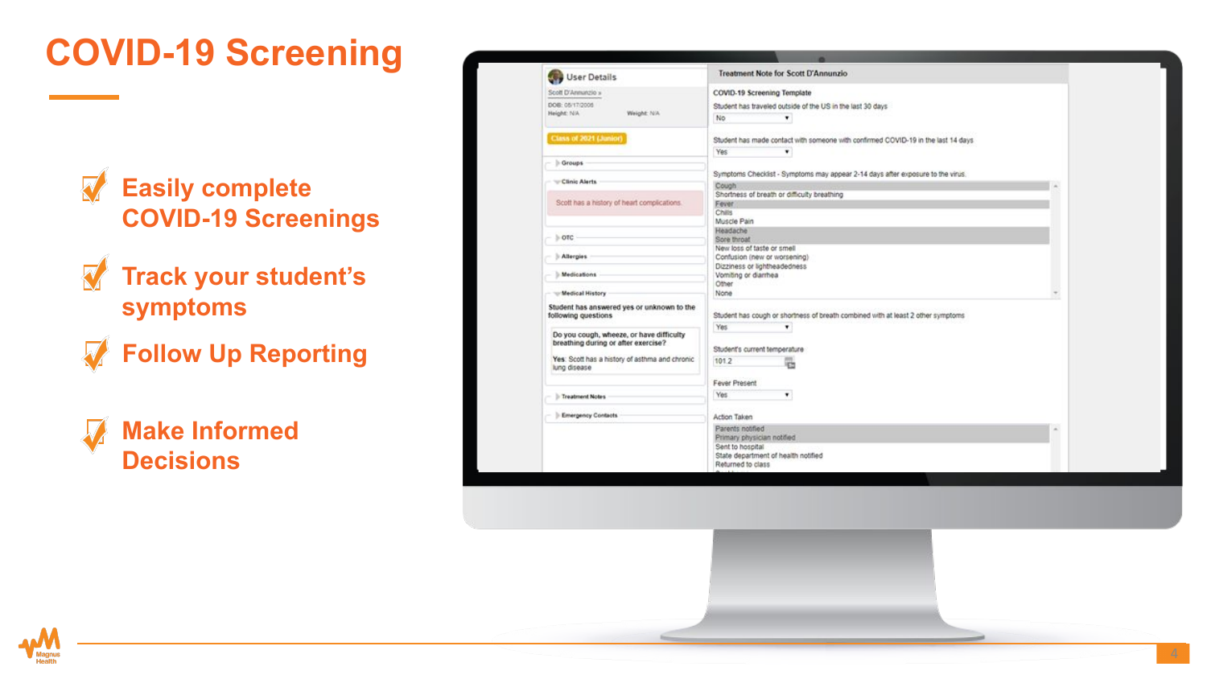# COVID-19 Screening

- Easily complete COVID-19 Screenings
- Track your student's symptoms
- Follow Up Reporting
- Make Informed Decisions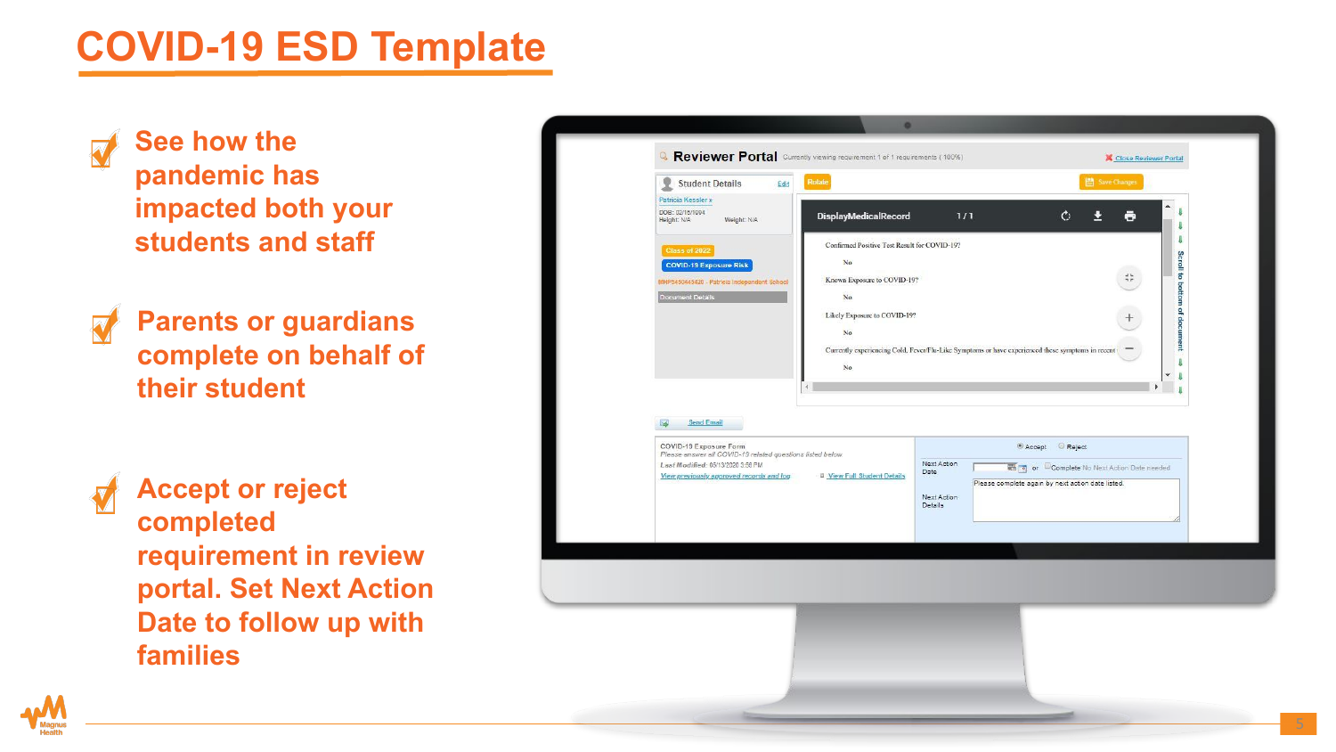# COVID-19 ESD Template

- See how the pandemic has impacted both your students and staff
- Parents or guardians complete on behalf of their student
- Accept or reject completed requirement in review portal. Set Next Action Date to follow up with families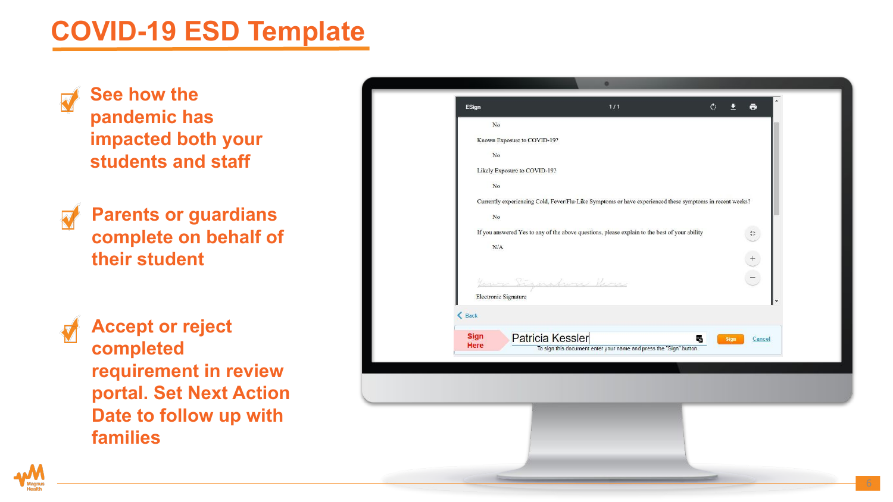# COVID-19 ESD Template

- See how the pandemic has impacted both your students and staff
- Parents or guardians complete on behalf of their student
- Accept or reject completed requirement in review portal. Set Next Action Date to follow up with families

ESign 1 / 1

No

Known Exposure to COVID-19?

No

Likely Exposure to COVID-19?

No

Currently experiencing Cold, Fever/Flu-Like Symptoms or have experienced these symptoms in recent weeks?

No

If you answered Yes to any of the above questions, please explain to the best of your ability

N/A

Your Signature Here

Electronic Signature

Back

Sign Here | Patricia Kessler | Sign | Cancel

To sign this document enter your name and press the "Sign" button.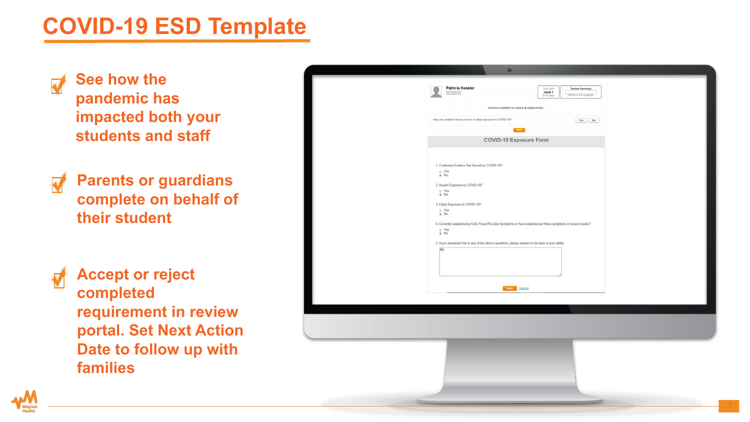# COVID-19 ESD Template

- See how the pandemic has impacted both your students and staff
- Parents or guardians complete on behalf of their student
- Accept or reject completed requirement in review portal. Set Next Action Date to follow up with families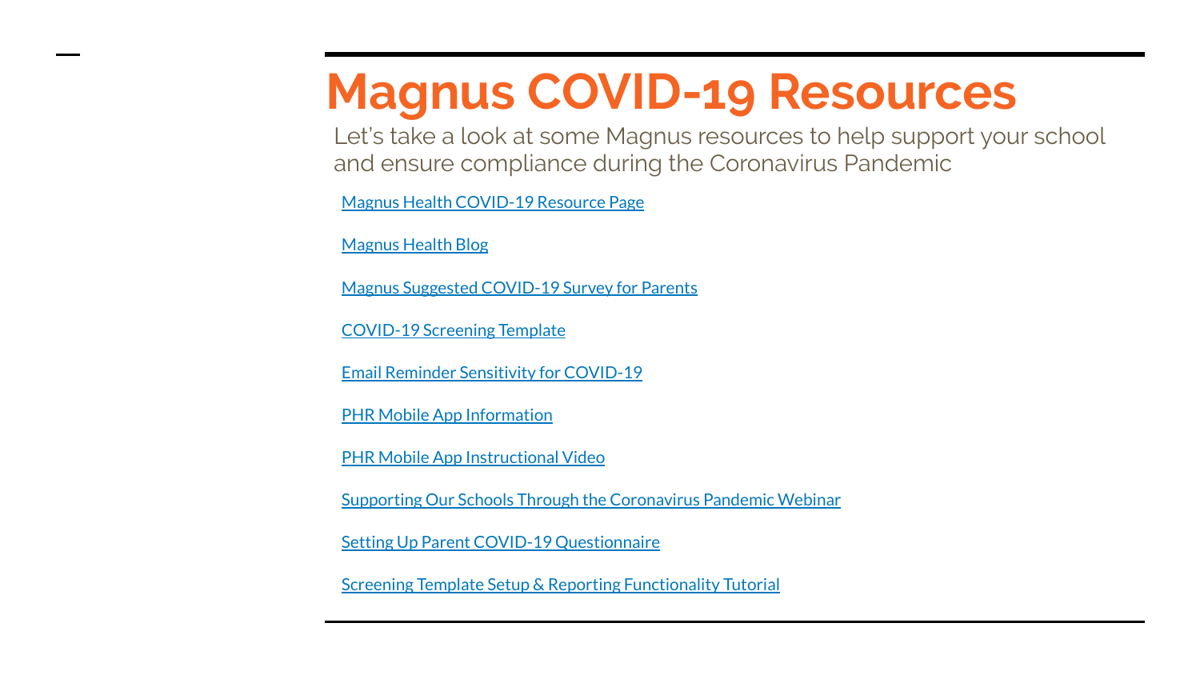# Magnus COVID-19 Resources

Let's take a look at some Magnus resources to help support your school and ensure compliance during the Coronavirus Pandemic

Magnus Health COVID-19 Resource Page

Magnus Health Blog

Magnus Suggested COVID-19 Survey for Parents

COVID-19 Screening Template

Email Reminder Sensitivity for COVID-19

PHR Mobile App Information

PHR Mobile App Instructional Video

Supporting Our Schools Through the Coronavirus Pandemic Webinar

Setting Up Parent COVID-19 Questionnaire

Screening Template Setup & Reporting Functionality Tutorial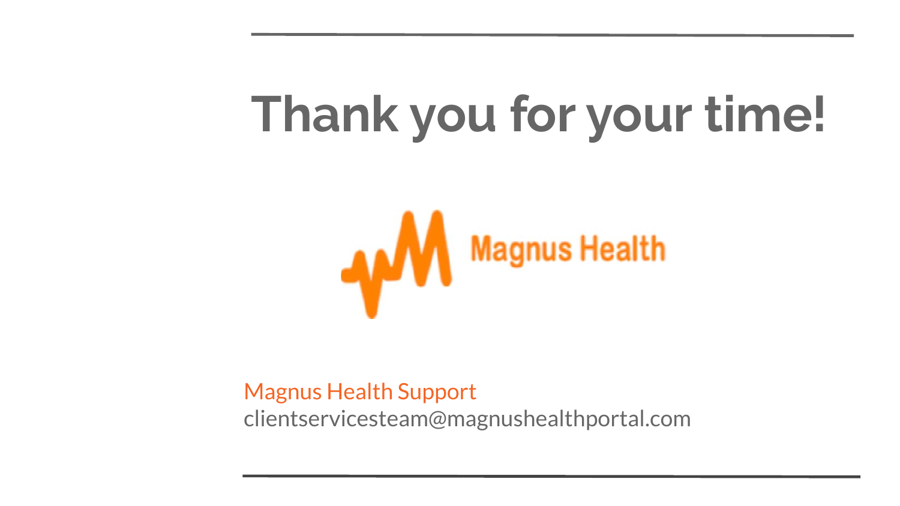# Thank you for your time!

Magnus Health

Magnus Health Support
clientservicesteam@magnushealthportal.com